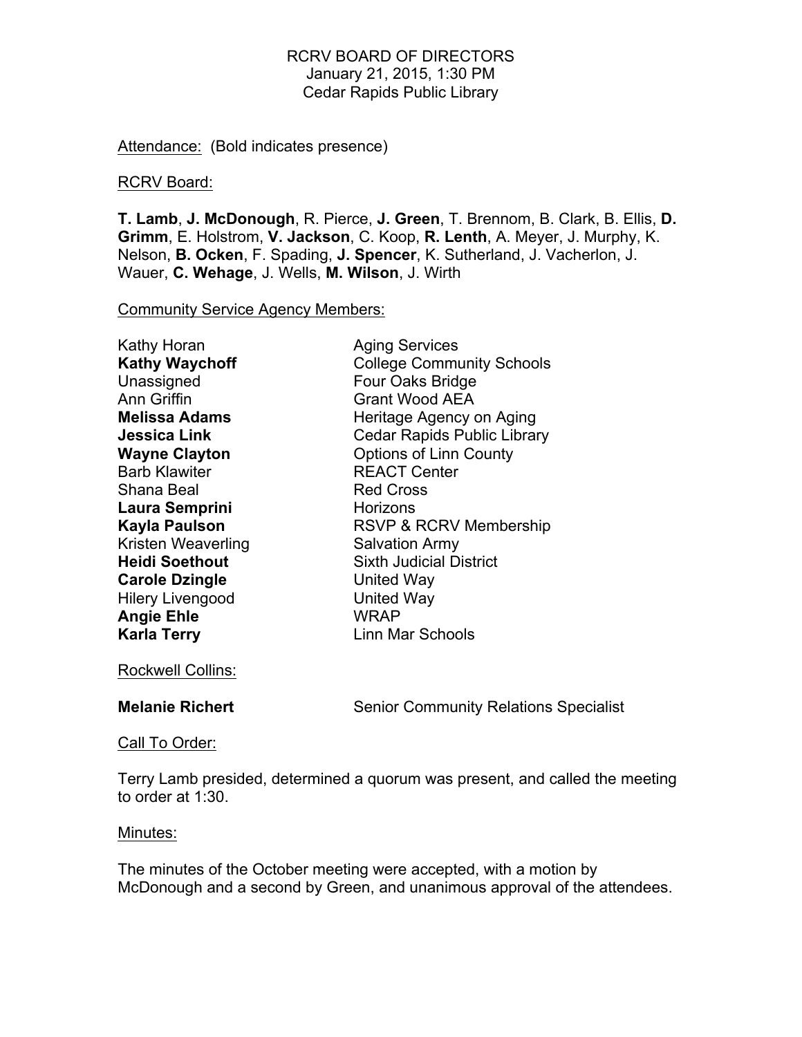RCRV BOARD OF DIRECTORS
January 21, 2015, 1:30 PM
Cedar Rapids Public Library

Attendance: (Bold indicates presence)

RCRV Board:

**T. Lamb**, **J. McDonough**, R. Pierce, **J. Green**, T. Brennom, B. Clark, B. Ellis, **D. Grimm**, E. Holstrom, **V. Jackson**, C. Koop, **R. Lenth**, A. Meyer, J. Murphy, K. Nelson, **B. Ocken**, F. Spading, **J. Spencer**, K. Sutherland, J. Vacherlon, J. Wauer, **C. Wehage**, J. Wells, **M. Wilson**, J. Wirth

Community Service Agency Members:

| | |
|---|---|
| Kathy Horan | Aging Services |
| **Kathy Waychoff** | College Community Schools |
| Unassigned | Four Oaks Bridge |
| Ann Griffin | Grant Wood AEA |
| **Melissa Adams** | Heritage Agency on Aging |
| **Jessica Link** | Cedar Rapids Public Library |
| **Wayne Clayton** | Options of Linn County |
| Barb Klawiter | REACT Center |
| Shana Beal | Red Cross |
| **Laura Semprini** | Horizons |
| **Kayla Paulson** | RSVP & RCRV Membership |
| Kristen Weaverling | Salvation Army |
| **Heidi Soethout** | Sixth Judicial District |
| **Carole Dzingle** | United Way |
| Hilery Livengood | United Way |
| **Angie Ehle** | WRAP |
| **Karla Terry** | Linn Mar Schools |

Rockwell Collins:

| | |
|---|---|
| **Melanie Richert** | Senior Community Relations Specialist |

Call To Order:

Terry Lamb presided, determined a quorum was present, and called the meeting to order at 1:30.

Minutes:

The minutes of the October meeting were accepted, with a motion by McDonough and a second by Green, and unanimous approval of the attendees.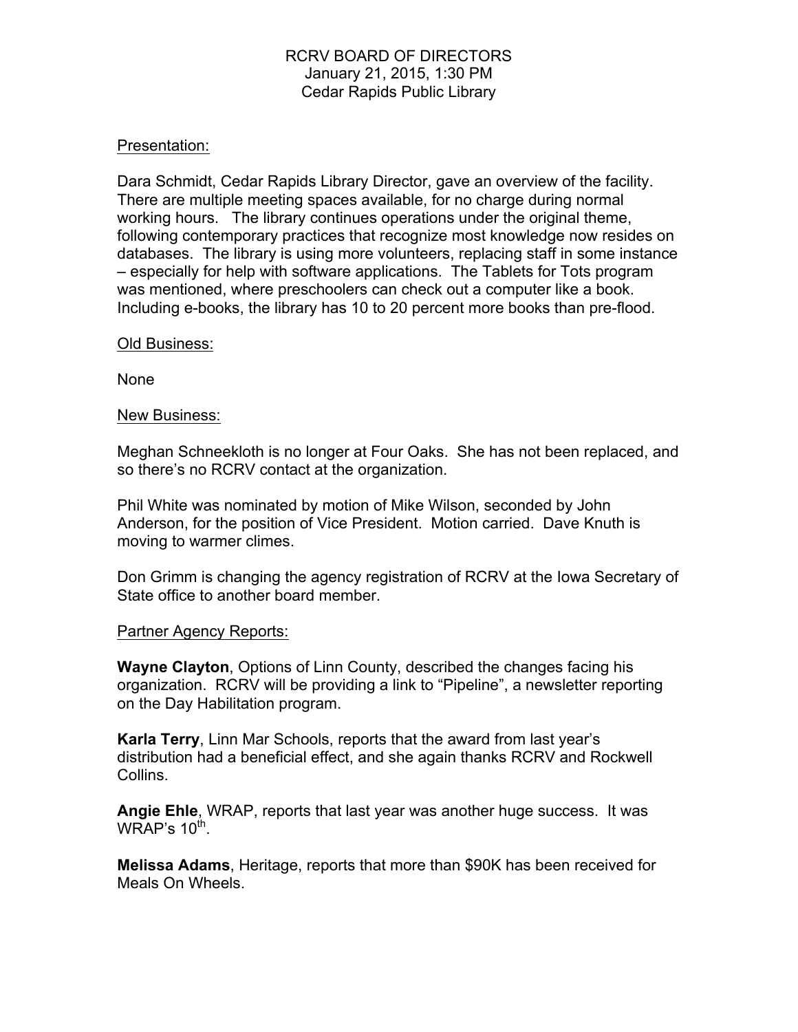RCRV BOARD OF DIRECTORS
January 21, 2015, 1:30 PM
Cedar Rapids Public Library

Presentation:

Dara Schmidt, Cedar Rapids Library Director, gave an overview of the facility. There are multiple meeting spaces available, for no charge during normal working hours. The library continues operations under the original theme, following contemporary practices that recognize most knowledge now resides on databases. The library is using more volunteers, replacing staff in some instance – especially for help with software applications. The Tablets for Tots program was mentioned, where preschoolers can check out a computer like a book. Including e-books, the library has 10 to 20 percent more books than pre-flood.

Old Business:

None

New Business:

Meghan Schneekloth is no longer at Four Oaks. She has not been replaced, and so there's no RCRV contact at the organization.

Phil White was nominated by motion of Mike Wilson, seconded by John Anderson, for the position of Vice President. Motion carried. Dave Knuth is moving to warmer climes.

Don Grimm is changing the agency registration of RCRV at the Iowa Secretary of State office to another board member.

Partner Agency Reports:

**Wayne Clayton**, Options of Linn County, described the changes facing his organization. RCRV will be providing a link to "Pipeline", a newsletter reporting on the Day Habilitation program.

**Karla Terry**, Linn Mar Schools, reports that the award from last year's distribution had a beneficial effect, and she again thanks RCRV and Rockwell Collins.

**Angie Ehle**, WRAP, reports that last year was another huge success. It was WRAP's 10th.

**Melissa Adams**, Heritage, reports that more than $90K has been received for Meals On Wheels.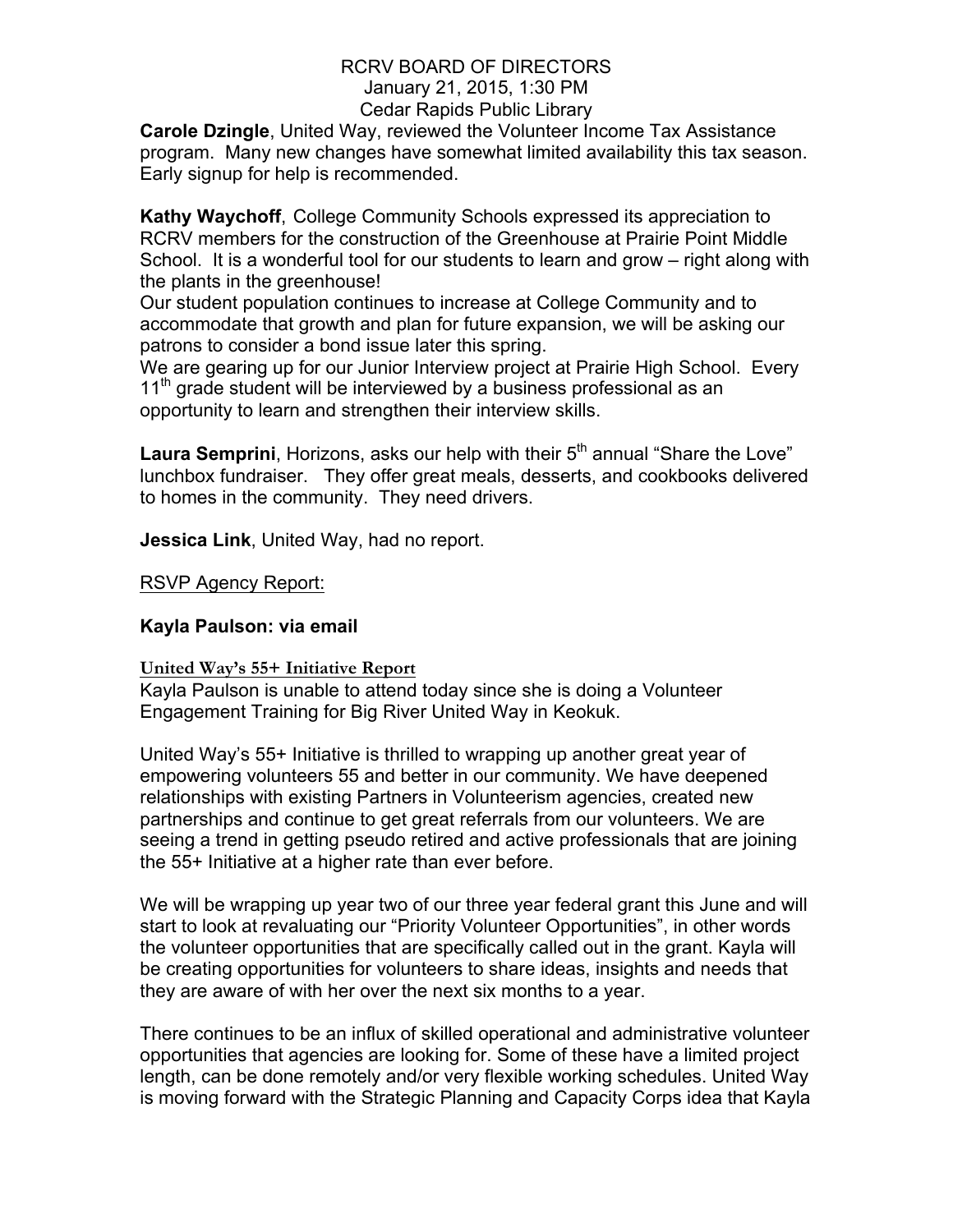RCRV BOARD OF DIRECTORS
January 21, 2015, 1:30 PM
Cedar Rapids Public Library

**Carole Dzingle**, United Way, reviewed the Volunteer Income Tax Assistance program. Many new changes have somewhat limited availability this tax season. Early signup for help is recommended.

**Kathy Waychoff**, College Community Schools expressed its appreciation to RCRV members for the construction of the Greenhouse at Prairie Point Middle School. It is a wonderful tool for our students to learn and grow – right along with the plants in the greenhouse!
Our student population continues to increase at College Community and to accommodate that growth and plan for future expansion, we will be asking our patrons to consider a bond issue later this spring.
We are gearing up for our Junior Interview project at Prairie High School. Every 11th grade student will be interviewed by a business professional as an opportunity to learn and strengthen their interview skills.

**Laura Semprini**, Horizons, asks our help with their 5th annual "Share the Love" lunchbox fundraiser. They offer great meals, desserts, and cookbooks delivered to homes in the community. They need drivers.

**Jessica Link**, United Way, had no report.

<u>RSVP Agency Report:</u>

**Kayla Paulson: via email**

**<u>United Way's 55+ Initiative Report</u>**
Kayla Paulson is unable to attend today since she is doing a Volunteer Engagement Training for Big River United Way in Keokuk.

United Way's 55+ Initiative is thrilled to wrapping up another great year of empowering volunteers 55 and better in our community. We have deepened relationships with existing Partners in Volunteerism agencies, created new partnerships and continue to get great referrals from our volunteers. We are seeing a trend in getting pseudo retired and active professionals that are joining the 55+ Initiative at a higher rate than ever before.

We will be wrapping up year two of our three year federal grant this June and will start to look at revaluating our "Priority Volunteer Opportunities", in other words the volunteer opportunities that are specifically called out in the grant. Kayla will be creating opportunities for volunteers to share ideas, insights and needs that they are aware of with her over the next six months to a year.

There continues to be an influx of skilled operational and administrative volunteer opportunities that agencies are looking for. Some of these have a limited project length, can be done remotely and/or very flexible working schedules. United Way is moving forward with the Strategic Planning and Capacity Corps idea that Kayla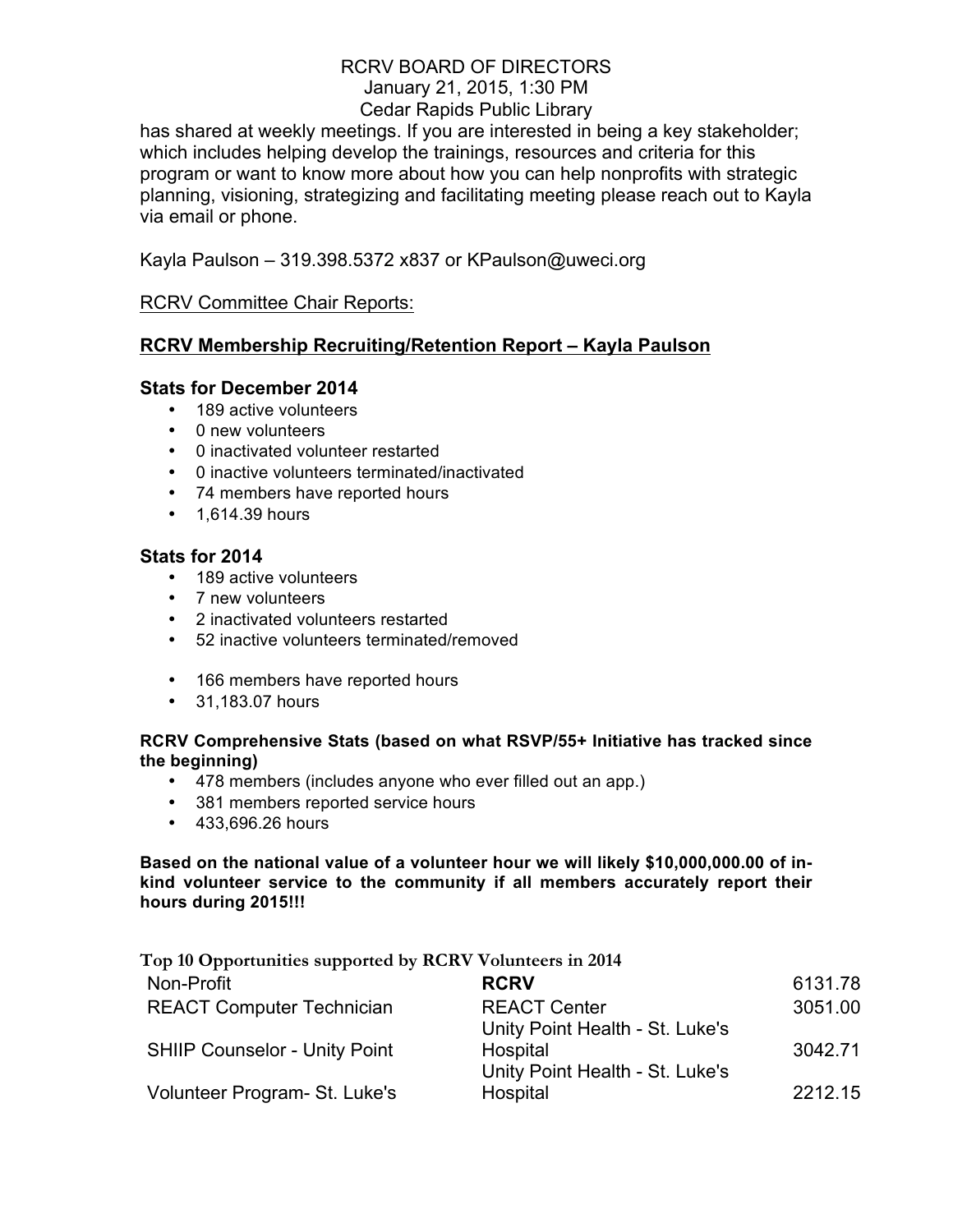has shared at weekly meetings. If you are interested in being a key stakeholder; which includes helping develop the trainings, resources and criteria for this program or want to know more about how you can help nonprofits with strategic planning, visioning, strategizing and facilitating meeting please reach out to Kayla via email or phone.

Kayla Paulson – 319.398.5372 x837 or KPaulson@uweci.org

RCRV Committee Chair Reports:

## RCRV Membership Recruiting/Retention Report – Kayla Paulson

### Stats for December 2014

- 189 active volunteers
- 0 new volunteers
- 0 inactivated volunteer restarted
- 0 inactive volunteers terminated/inactivated
- 74 members have reported hours
- 1,614.39 hours

### Stats for 2014

- 189 active volunteers
- 7 new volunteers
- 2 inactivated volunteers restarted
- 52 inactive volunteers terminated/removed

- 166 members have reported hours
- 31,183.07 hours

**RCRV Comprehensive Stats (based on what RSVP/55+ Initiative has tracked since the beginning)**

- 478 members (includes anyone who ever filled out an app.)
- 381 members reported service hours
- 433,696.26 hours

**Based on the national value of a volunteer hour we will likely $10,000,000.00 of in-kind volunteer service to the community if all members accurately report their hours during 2015!!!**

**Top 10 Opportunities supported by RCRV Volunteers in 2014**

| | | |
|---|---|---|
| Non-Profit | **RCRV** | 6131.78 |
| REACT Computer Technician | REACT Center | 3051.00 |
| SHIIP Counselor - Unity Point | Unity Point Health - St. Luke's Hospital | 3042.71 |
| Volunteer Program- St. Luke's | Unity Point Health - St. Luke's Hospital | 2212.15 |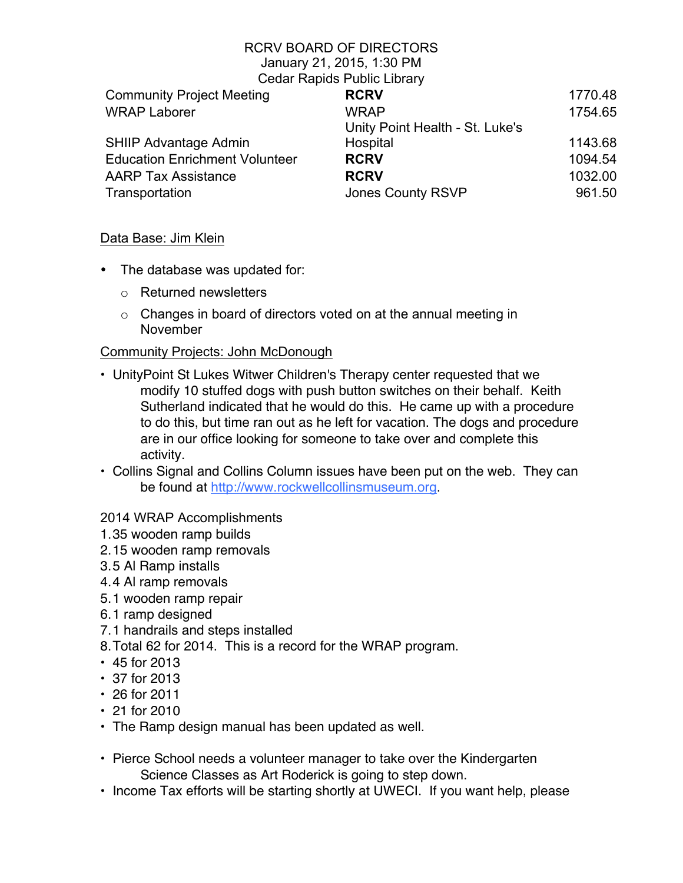RCRV BOARD OF DIRECTORS
January 21, 2015, 1:30 PM
Cedar Rapids Public Library

| | | |
|---|---|---|
| Community Project Meeting | **RCRV** | 1770.48 |
| WRAP Laborer | WRAP | 1754.65 |
| SHIIP Advantage Admin | Unity Point Health - St. Luke's Hospital | 1143.68 |
| Education Enrichment Volunteer | **RCRV** | 1094.54 |
| AARP Tax Assistance | **RCRV** | 1032.00 |
| Transportation | Jones County RSVP | 961.50 |

<u>Data Base: Jim Klein</u>

- The database was updated for:
  - Returned newsletters
  - Changes in board of directors voted on at the annual meeting in November

<u>Community Projects: John McDonough</u>

- UnityPoint St Lukes Witwer Children's Therapy center requested that we modify 10 stuffed dogs with push button switches on their behalf. Keith Sutherland indicated that he would do this. He came up with a procedure to do this, but time ran out as he left for vacation. The dogs and procedure are in our office looking for someone to take over and complete this activity.
- Collins Signal and Collins Column issues have been put on the web. They can be found at http://www.rockwellcollinsmuseum.org.

2014 WRAP Accomplishments

1. 35 wooden ramp builds
2. 15 wooden ramp removals
3. 5 Al Ramp installs
4. 4 Al ramp removals
5. 1 wooden ramp repair
6. 1 ramp designed
7. 1 handrails and steps installed
8. Total 62 for 2014. This is a record for the WRAP program.

- 45 for 2013
- 37 for 2013
- 26 for 2011
- 21 for 2010
- The Ramp design manual has been updated as well.

- Pierce School needs a volunteer manager to take over the Kindergarten Science Classes as Art Roderick is going to step down.
- Income Tax efforts will be starting shortly at UWECI. If you want help, please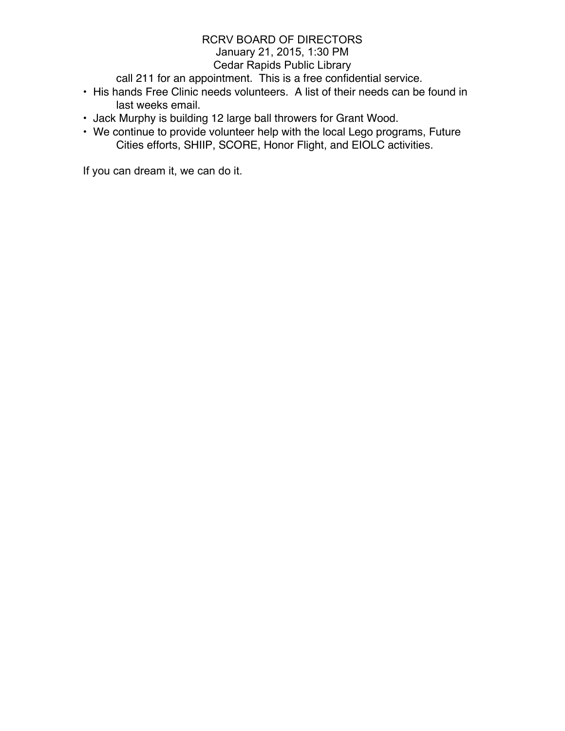call 211 for an appointment. This is a free confidential service.

- His hands Free Clinic needs volunteers. A list of their needs can be found in last weeks email.
- Jack Murphy is building 12 large ball throwers for Grant Wood.
- We continue to provide volunteer help with the local Lego programs, Future Cities efforts, SHIIP, SCORE, Honor Flight, and EIOLC activities.

If you can dream it, we can do it.